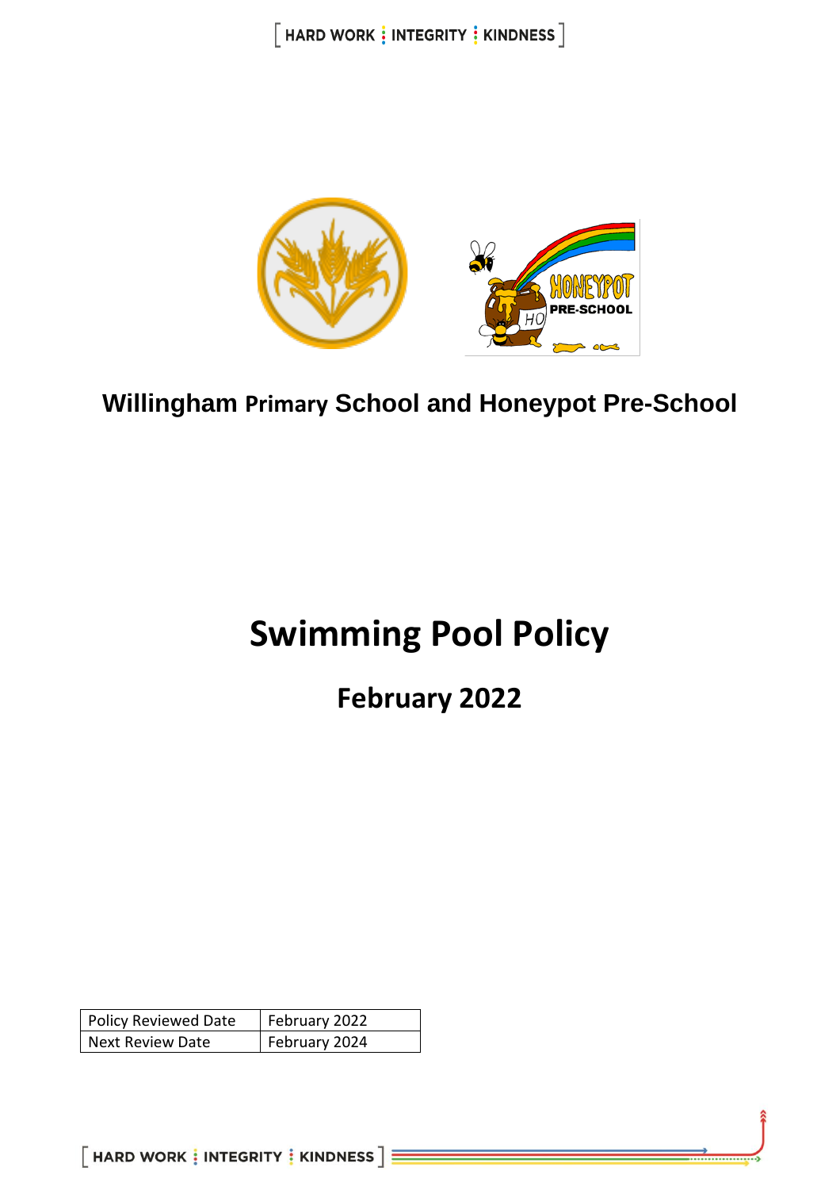**Willingham Primary School and Honeypot Pre-School**

# Swimming Pool Policy

## February 2022

| Policy Reviewed Date | February 2022 |
|---|---|
| Next Review Date | February 2024 |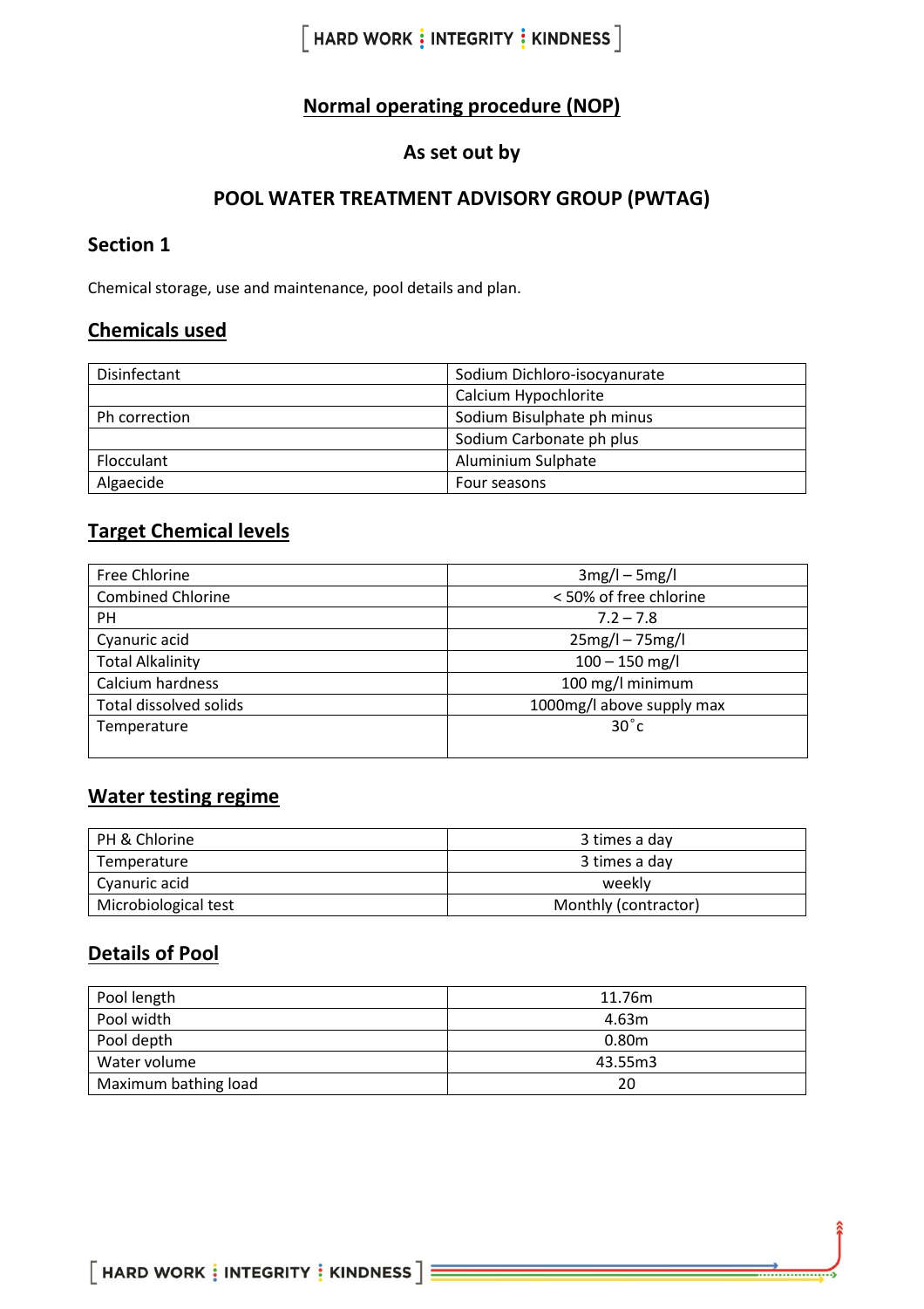## Normal operating procedure (NOP)

### As set out by

### POOL WATER TREATMENT ADVISORY GROUP (PWTAG)

### Section 1

Chemical storage, use and maintenance, pool details and plan.

### Chemicals used

| | |
|---|---|
| Disinfectant | Sodium Dichloro-isocyanurate |
| | Calcium Hypochlorite |
| Ph correction | Sodium Bisulphate ph minus |
| | Sodium Carbonate ph plus |
| Flocculant | Aluminium Sulphate |
| Algaecide | Four seasons |

### Target Chemical levels

| | |
|---|---|
| Free Chlorine | 3mg/l – 5mg/l |
| Combined Chlorine | < 50% of free chlorine |
| PH | 7.2 – 7.8 |
| Cyanuric acid | 25mg/l – 75mg/l |
| Total Alkalinity | 100 – 150 mg/l |
| Calcium hardness | 100 mg/l minimum |
| Total dissolved solids | 1000mg/l above supply max |
| Temperature | 30˚c |

### Water testing regime

| | |
|---|---|
| PH & Chlorine | 3 times a day |
| Temperature | 3 times a day |
| Cyanuric acid | weekly |
| Microbiological test | Monthly (contractor) |

### Details of Pool

| | |
|---|---|
| Pool length | 11.76m |
| Pool width | 4.63m |
| Pool depth | 0.80m |
| Water volume | 43.55m3 |
| Maximum bathing load | 20 |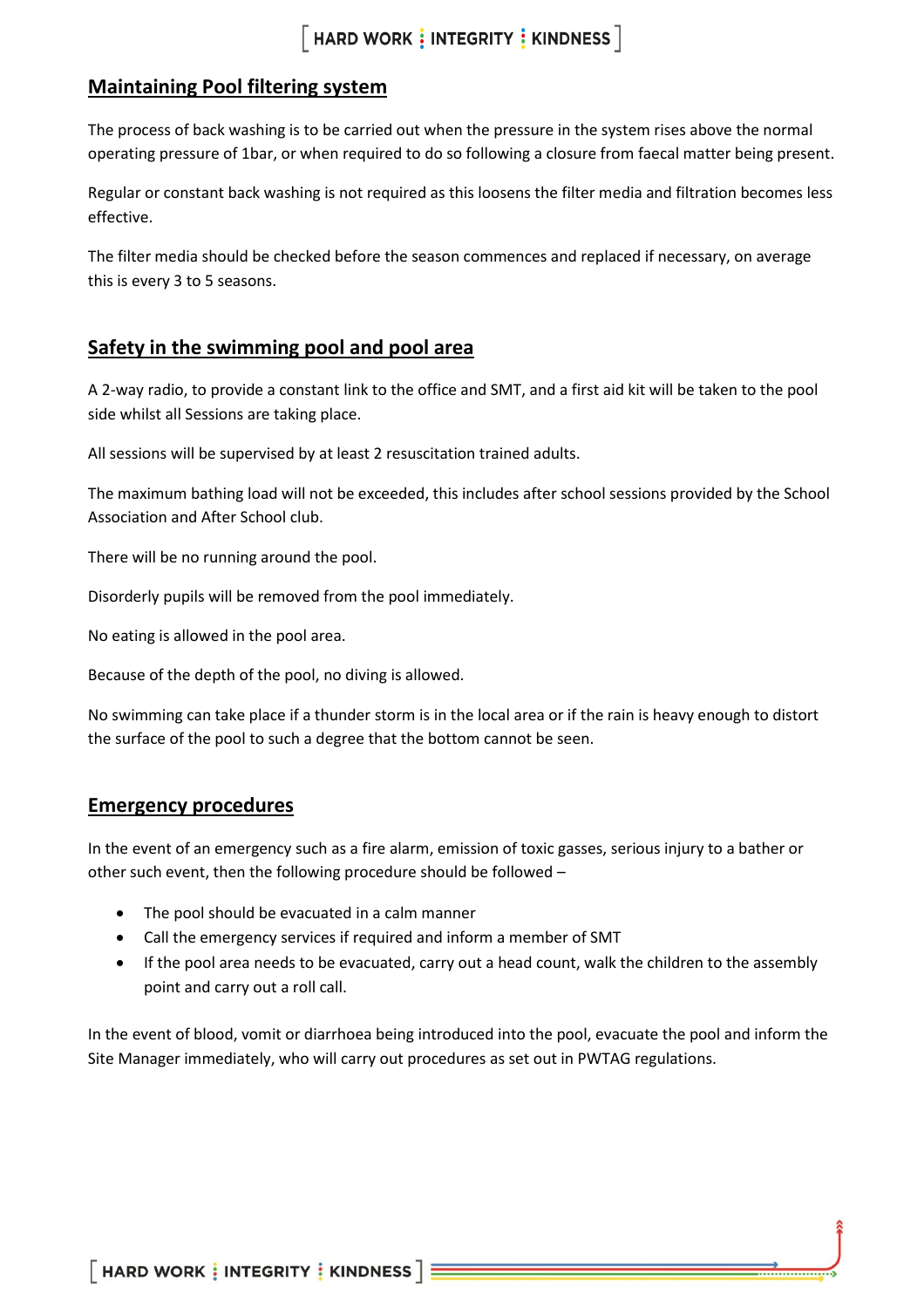## Maintaining Pool filtering system

The process of back washing is to be carried out when the pressure in the system rises above the normal operating pressure of 1bar, or when required to do so following a closure from faecal matter being present.

Regular or constant back washing is not required as this loosens the filter media and filtration becomes less effective.

The filter media should be checked before the season commences and replaced if necessary, on average this is every 3 to 5 seasons.

## Safety in the swimming pool and pool area

A 2-way radio, to provide a constant link to the office and SMT, and a first aid kit will be taken to the pool side whilst all Sessions are taking place.

All sessions will be supervised by at least 2 resuscitation trained adults.

The maximum bathing load will not be exceeded, this includes after school sessions provided by the School Association and After School club.

There will be no running around the pool.

Disorderly pupils will be removed from the pool immediately.

No eating is allowed in the pool area.

Because of the depth of the pool, no diving is allowed.

No swimming can take place if a thunder storm is in the local area or if the rain is heavy enough to distort the surface of the pool to such a degree that the bottom cannot be seen.

## Emergency procedures

In the event of an emergency such as a fire alarm, emission of toxic gasses, serious injury to a bather or other such event, then the following procedure should be followed –

- The pool should be evacuated in a calm manner
- Call the emergency services if required and inform a member of SMT
- If the pool area needs to be evacuated, carry out a head count, walk the children to the assembly point and carry out a roll call.

In the event of blood, vomit or diarrhoea being introduced into the pool, evacuate the pool and inform the Site Manager immediately, who will carry out procedures as set out in PWTAG regulations.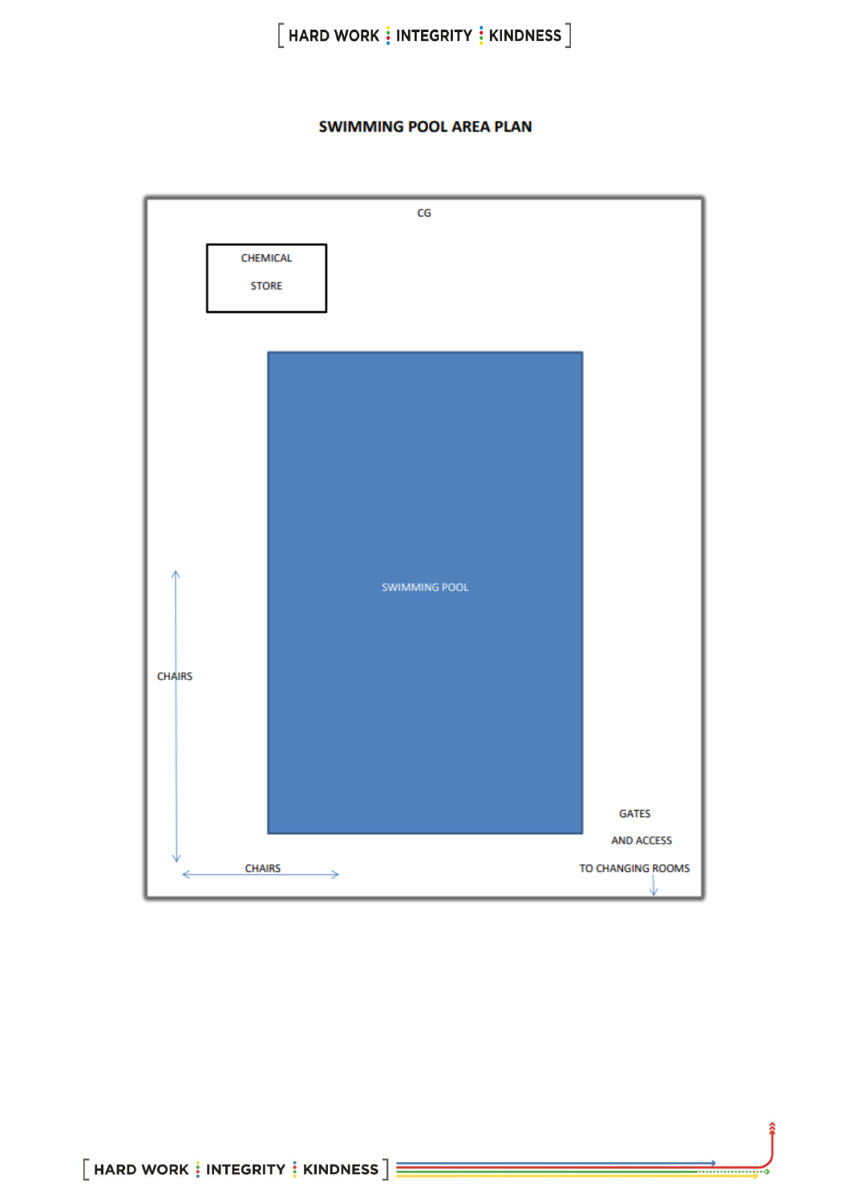## SWIMMING POOL AREA PLAN

CG

CHEMICAL

STORE

SWIMMING POOL

CHAIRS

CHAIRS

GATES

AND ACCESS

TO CHANGING ROOMS